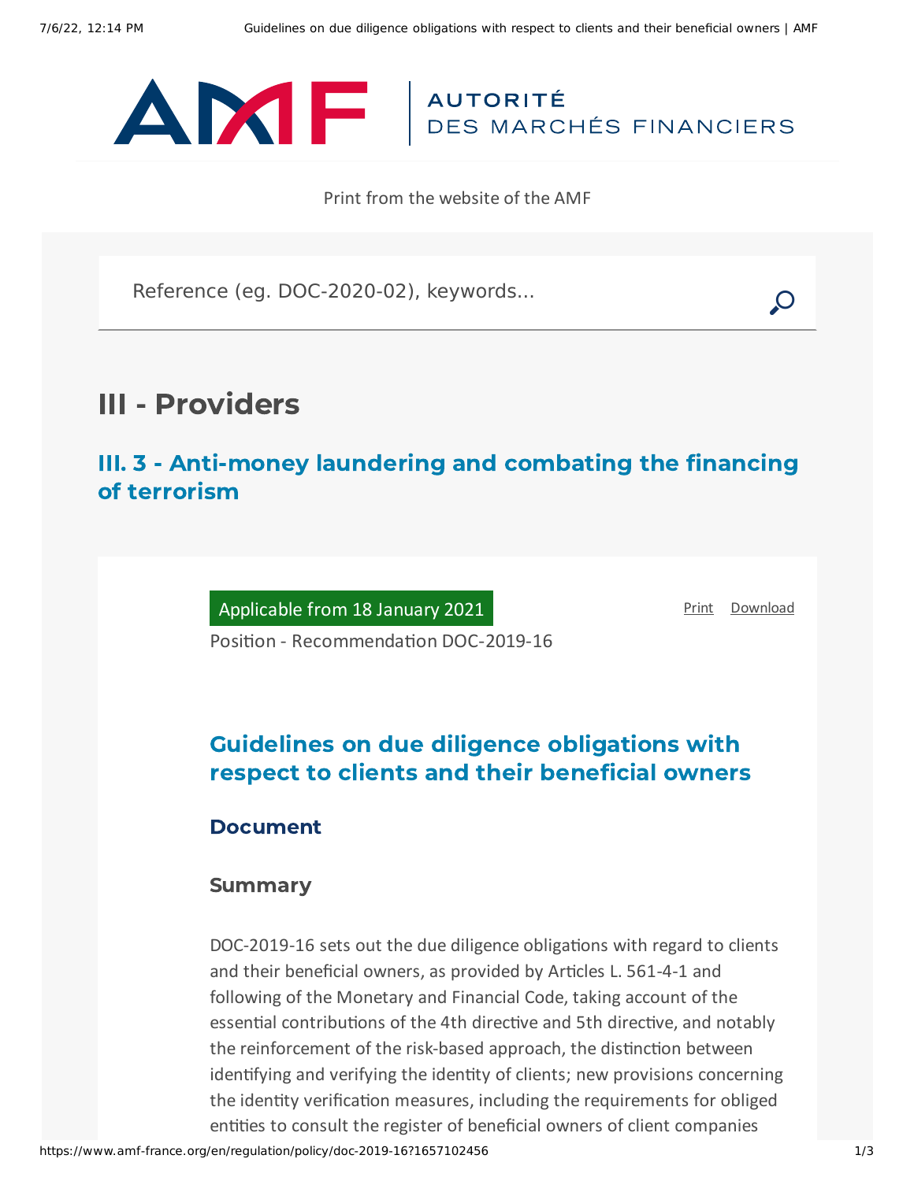AUTORITÉ DES MARCHÉS FINANCIERS

Print from the website of the AMF

Reference (eg. DOC-2020-02), keywords...

# III - Providers

## III. 3 - Anti-money laundering and combating the financing of terrorism

Applicable from 18 January 2021

Position - Recommendation DOC-2019-16

Print Download

## Guidelines on due diligence obligations with respect to clients and their beneficial owners

### Document

### Summary

DOC-2019-16 sets out the due diligence obligations with regard to clients and their beneficial owners, as provided by Articles L. 561-4-1 and following of the Monetary and Financial Code, taking account of the essential contributions of the 4th directive and 5th directive, and notably the reinforcement of the risk-based approach, the distinction between identifying and verifying the identity of clients; new provisions concerning the identity verification measures, including the requirements for obliged entities to consult the register of beneficial owners of client companies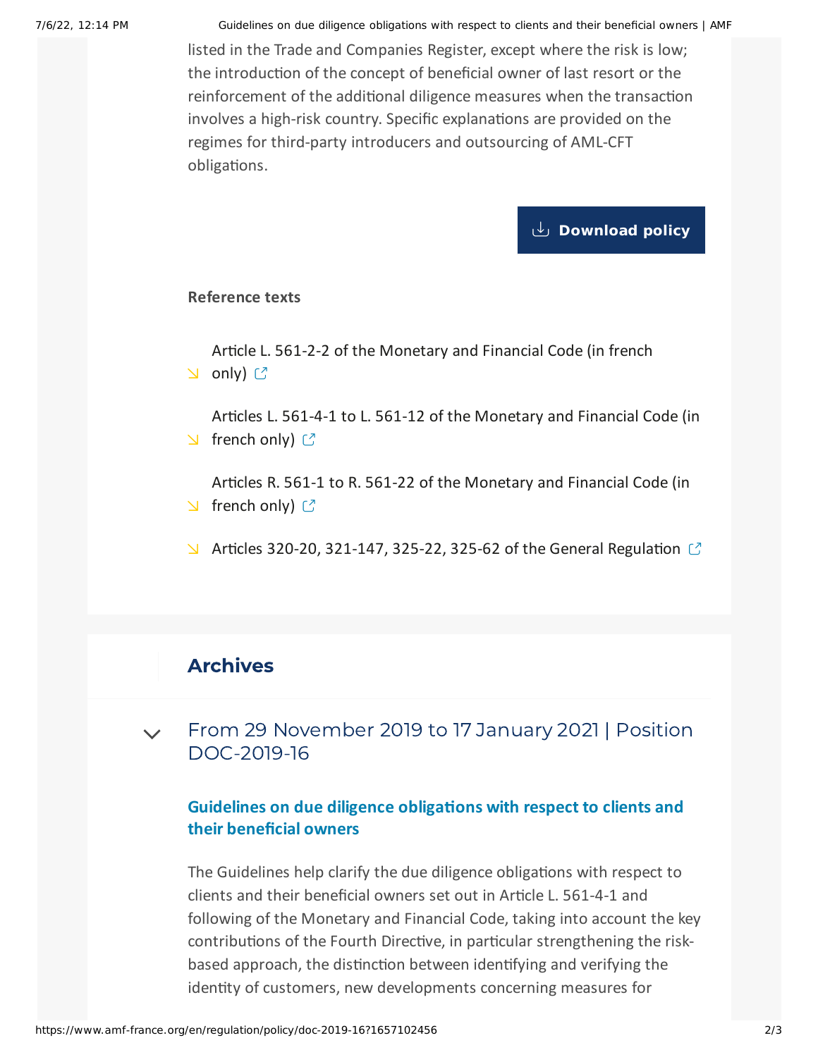listed in the Trade and Companies Register, except where the risk is low; the introduction of the concept of beneficial owner of last resort or the reinforcement of the additional diligence measures when the transaction involves a high-risk country. Specific explanations are provided on the regimes for third-party introducers and outsourcing of AML-CFT obligations.

Download policy

**Reference texts**

- Article L. 561-2-2 of the Monetary and Financial Code (in french only)
- Articles L. 561-4-1 to L. 561-12 of the Monetary and Financial Code (in french only)
- Articles R. 561-1 to R. 561-22 of the Monetary and Financial Code (in french only)
- Articles 320-20, 321-147, 325-22, 325-62 of the General Regulation

## Archives

### From 29 November 2019 to 17 January 2021 | Position DOC-2019-16

**Guidelines on due diligence obligations with respect to clients and their beneficial owners**

The Guidelines help clarify the due diligence obligations with respect to clients and their beneficial owners set out in Article L. 561-4-1 and following of the Monetary and Financial Code, taking into account the key contributions of the Fourth Directive, in particular strengthening the risk-based approach, the distinction between identifying and verifying the identity of customers, new developments concerning measures for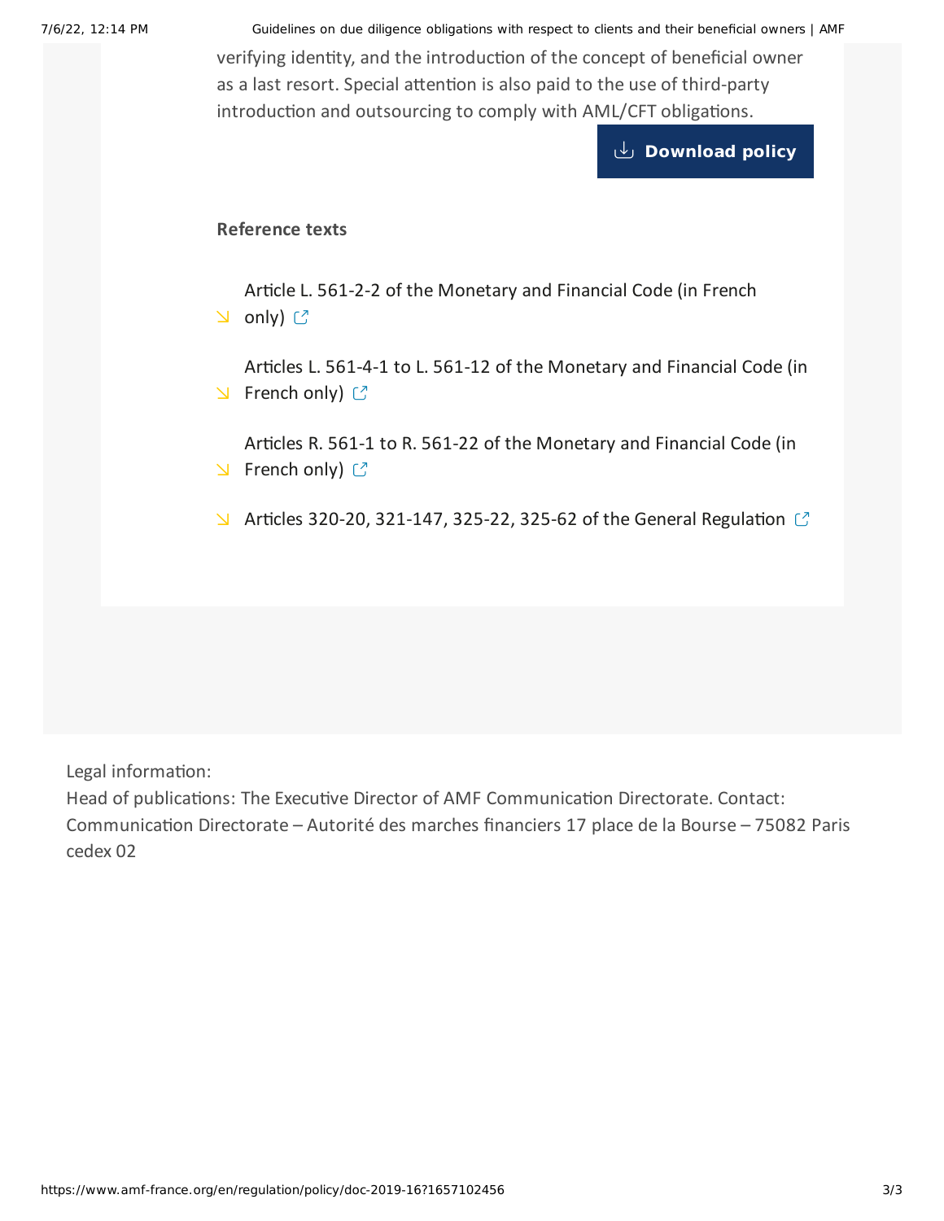verifying identity, and the introduction of the concept of beneficial owner as a last resort. Special attention is also paid to the use of third-party introduction and outsourcing to comply with AML/CFT obligations.

**Download policy**

### Reference texts

- Article L. 561-2-2 of the Monetary and Financial Code (in French only)
- Articles L. 561-4-1 to L. 561-12 of the Monetary and Financial Code (in French only)
- Articles R. 561-1 to R. 561-22 of the Monetary and Financial Code (in French only)
- Articles 320-20, 321-147, 325-22, 325-62 of the General Regulation

Legal information:
Head of publications: The Executive Director of AMF Communication Directorate. Contact: Communication Directorate – Autorité des marches financiers 17 place de la Bourse – 75082 Paris cedex 02